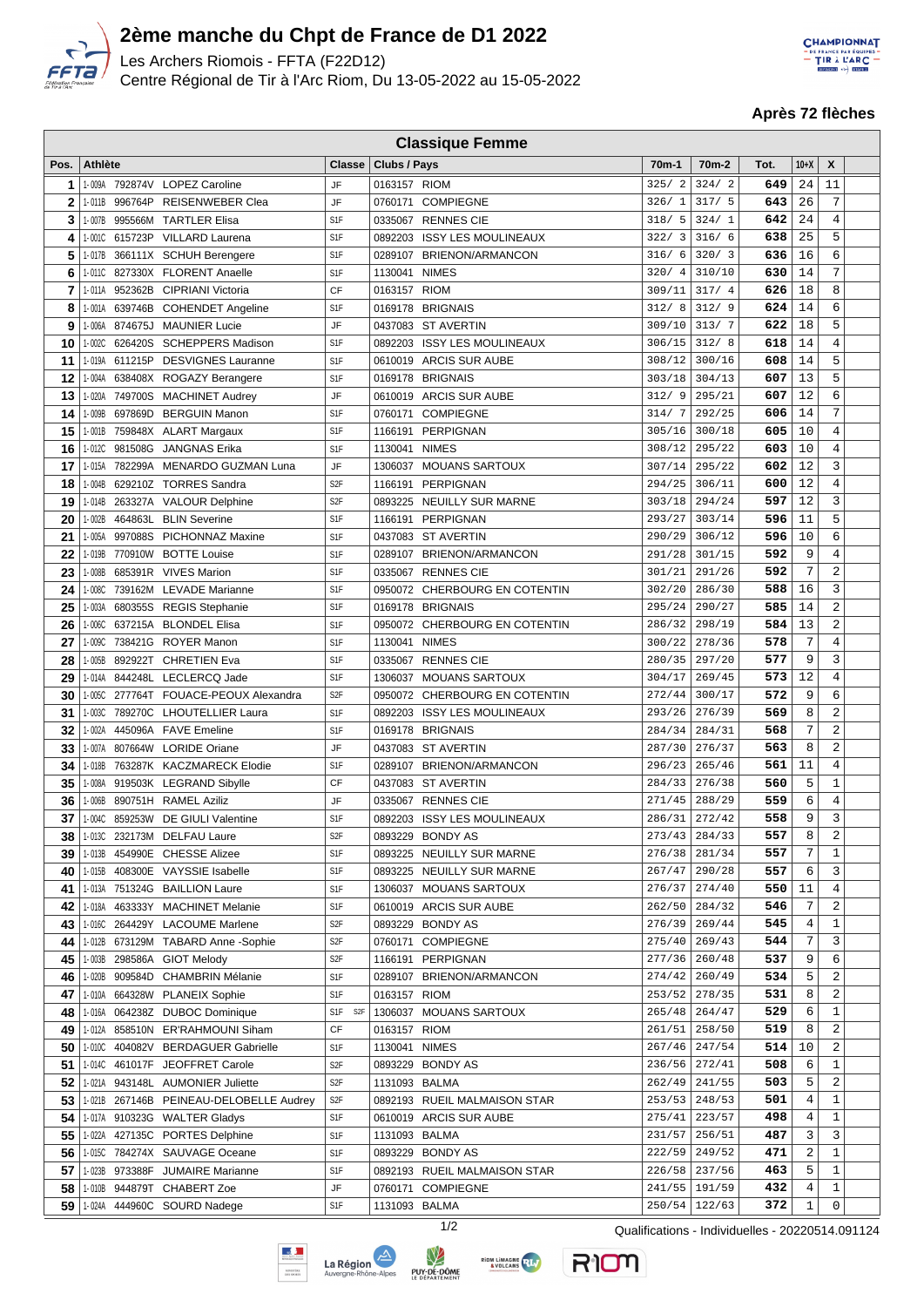# 2ème manche du Chpt de France de D1 2022

Les Archers Riomois - FFTA (F22D12)
Centre Régional de Tir à l'Arc Riom, Du 13-05-2022 au 15-05-2022

**Après 72 flèches**

## Classique Femme

| Pos. | Athlète | Classe | Clubs / Pays | 70m-1 | 70m-2 | Tot. | 10+X | X |
|---|---|---|---|---|---|---|---|---|
| 1 | 1-009A 792874V LOPEZ Caroline | JF | 0163157 RIOM | 325/ 2 | 324/ 2 | 649 | 24 | 11 |
| 2 | 1-011B 996764P REISENWEBER Clea | JF | 0760171 COMPIEGNE | 326/ 1 | 317/ 5 | 643 | 26 | 7 |
| 3 | 1-007B 995566M TARTLER Elisa | S1F | 0335067 RENNES CIE | 318/ 5 | 324/ 1 | 642 | 24 | 4 |
| 4 | 1-001C 615723P VILLARD Laurena | S1F | 0892203 ISSY LES MOULINEAUX | 322/ 3 | 316/ 6 | 638 | 25 | 5 |
| 5 | 1-017B 366111X SCHUH Berengere | S1F | 0289107 BRIENON/ARMANCON | 316/ 6 | 320/ 3 | 636 | 16 | 6 |
| 6 | 1-011C 827330X FLORENT Anaelle | S1F | 1130041 NIMES | 320/ 4 | 310/10 | 630 | 14 | 7 |
| 7 | 1-011A 952362B CIPRIANI Victoria | CF | 0163157 RIOM | 309/11 | 317/ 4 | 626 | 18 | 8 |
| 8 | 1-001A 639746B COHENDET Angeline | S1F | 0169178 BRIGNAIS | 312/ 8 | 312/ 9 | 624 | 14 | 6 |
| 9 | 1-006A 874675J MAUNIER Lucie | JF | 0437083 ST AVERTIN | 309/10 | 313/ 7 | 622 | 18 | 5 |
| 10 | 1-002C 626420S SCHEPPERS Madison | S1F | 0892203 ISSY LES MOULINEAUX | 306/15 | 312/ 8 | 618 | 14 | 4 |
| 11 | 1-019A 611215P DESVIGNES Lauranne | S1F | 0610019 ARCIS SUR AUBE | 308/12 | 300/16 | 608 | 14 | 5 |
| 12 | 1-004A 638408X ROGAZY Berangere | S1F | 0169178 BRIGNAIS | 303/18 | 304/13 | 607 | 13 | 5 |
| 13 | 1-020A 749700S MACHINET Audrey | JF | 0610019 ARCIS SUR AUBE | 312/ 9 | 295/21 | 607 | 12 | 6 |
| 14 | 1-009B 697869D BERGUIN Manon | S1F | 0760171 COMPIEGNE | 314/ 7 | 292/25 | 606 | 14 | 7 |
| 15 | 1-001B 759848X ALART Margaux | S1F | 1166191 PERPIGNAN | 305/16 | 300/18 | 605 | 10 | 4 |
| 16 | 1-012C 981508G JANGNAS Erika | S1F | 1130041 NIMES | 308/12 | 295/22 | 603 | 10 | 4 |
| 17 | 1-015A 782299A MENARDO GUZMAN Luna | JF | 1306037 MOUANS SARTOUX | 307/14 | 295/22 | 602 | 12 | 3 |
| 18 | 1-004B 629210Z TORRES Sandra | S2F | 1166191 PERPIGNAN | 294/25 | 306/11 | 600 | 12 | 4 |
| 19 | 1-014B 263327A VALOUR Delphine | S2F | 0893225 NEUILLY SUR MARNE | 303/18 | 294/24 | 597 | 12 | 3 |
| 20 | 1-002B 464863L BLIN Severine | S1F | 1166191 PERPIGNAN | 293/27 | 303/14 | 596 | 11 | 5 |
| 21 | 1-005A 997088S PICHONNAZ Maxine | S1F | 0437083 ST AVERTIN | 290/29 | 306/12 | 596 | 10 | 6 |
| 22 | 1-019B 770910W BOTTE Louise | S1F | 0289107 BRIENON/ARMANCON | 291/28 | 301/15 | 592 | 9 | 4 |
| 23 | 1-008B 685391R VIVES Marion | S1F | 0335067 RENNES CIE | 301/21 | 291/26 | 592 | 7 | 2 |
| 24 | 1-008C 739162M LEVADE Marianne | S1F | 0950072 CHERBOURG EN COTENTIN | 302/20 | 286/30 | 588 | 16 | 3 |
| 25 | 1-003A 680355S REGIS Stephanie | S1F | 0169178 BRIGNAIS | 295/24 | 290/27 | 585 | 14 | 2 |
| 26 | 1-006C 637215A BLONDEL Elisa | S1F | 0950072 CHERBOURG EN COTENTIN | 286/32 | 298/19 | 584 | 13 | 2 |
| 27 | 1-009C 738421G ROYER Manon | S1F | 1130041 NIMES | 300/22 | 278/36 | 578 | 7 | 4 |
| 28 | 1-005B 892922T CHRETIEN Eva | S1F | 0335067 RENNES CIE | 280/35 | 297/20 | 577 | 9 | 3 |
| 29 | 1-014A 844248L LECLERCQ Jade | S1F | 1306037 MOUANS SARTOUX | 304/17 | 269/45 | 573 | 12 | 4 |
| 30 | 1-005C 277764T FOUACE-PEOUX Alexandra | S2F | 0950072 CHERBOURG EN COTENTIN | 272/44 | 300/17 | 572 | 9 | 6 |
| 31 | 1-003C 789270C LHOUTELLIER Laura | S1F | 0892203 ISSY LES MOULINEAUX | 293/26 | 276/39 | 569 | 8 | 2 |
| 32 | 1-002A 445096A FAVE Emeline | S1F | 0169178 BRIGNAIS | 284/34 | 284/31 | 568 | 7 | 2 |
| 33 | 1-007A 807664W LORIDE Oriane | JF | 0437083 ST AVERTIN | 287/30 | 276/37 | 563 | 8 | 2 |
| 34 | 1-018B 763287K KACZMARECK Elodie | S1F | 0289107 BRIENON/ARMANCON | 296/23 | 265/46 | 561 | 11 | 4 |
| 35 | 1-008A 919503K LEGRAND Sibylle | CF | 0437083 ST AVERTIN | 284/33 | 276/38 | 560 | 5 | 1 |
| 36 | 1-006B 890751H RAMEL Aziliz | JF | 0335067 RENNES CIE | 271/45 | 288/29 | 559 | 6 | 4 |
| 37 | 1-004C 859253W DE GIULI Valentine | S1F | 0892203 ISSY LES MOULINEAUX | 286/31 | 272/42 | 558 | 9 | 3 |
| 38 | 1-013C 232173M DELFAU Laure | S2F | 0893229 BONDY AS | 273/43 | 284/33 | 557 | 8 | 2 |
| 39 | 1-013B 454990E CHESSE Alizee | S1F | 0893225 NEUILLY SUR MARNE | 276/38 | 281/34 | 557 | 7 | 1 |
| 40 | 1-015B 408300E VAYSSIE Isabelle | S1F | 0893225 NEUILLY SUR MARNE | 267/47 | 290/28 | 557 | 6 | 3 |
| 41 | 1-013A 751324G BAILLION Laure | S1F | 1306037 MOUANS SARTOUX | 276/37 | 274/40 | 550 | 11 | 4 |
| 42 | 1-018A 463333Y MACHINET Melanie | S1F | 0610019 ARCIS SUR AUBE | 262/50 | 284/32 | 546 | 7 | 2 |
| 43 | 1-016C 264429Y LACOUME Marlene | S2F | 0893229 BONDY AS | 276/39 | 269/44 | 545 | 4 | 1 |
| 44 | 1-012B 673129M TABARD Anne -Sophie | S2F | 0760171 COMPIEGNE | 275/40 | 269/43 | 544 | 7 | 3 |
| 45 | 1-003B 298586A GIOT Melody | S2F | 1166191 PERPIGNAN | 277/36 | 260/48 | 537 | 9 | 6 |
| 46 | 1-020B 909584D CHAMBRIN Mélanie | S1F | 0289107 BRIENON/ARMANCON | 274/42 | 260/49 | 534 | 5 | 2 |
| 47 | 1-010A 664328W PLANEIX Sophie | S1F | 0163157 RIOM | 253/52 | 278/35 | 531 | 8 | 2 |
| 48 | 1-016A 064238Z DUBOC Dominique | S1F S2F | 1306037 MOUANS SARTOUX | 265/48 | 264/47 | 529 | 6 | 1 |
| 49 | 1-012A 858510N ER'RAHMOUNI Siham | CF | 0163157 RIOM | 261/51 | 258/50 | 519 | 8 | 2 |
| 50 | 1-010C 404082V BERDAGUER Gabrielle | S1F | 1130041 NIMES | 267/46 | 247/54 | 514 | 10 | 2 |
| 51 | 1-014C 461017F JEOFFRET Carole | S2F | 0893229 BONDY AS | 236/56 | 272/41 | 508 | 6 | 1 |
| 52 | 1-021A 943148L AUMONIER Juliette | S2F | 1131093 BALMA | 262/49 | 241/55 | 503 | 5 | 2 |
| 53 | 1-021B 267146B PEINEAU-DELOBELLE Audrey | S2F | 0892193 RUEIL MALMAISON STAR | 253/53 | 248/53 | 501 | 4 | 1 |
| 54 | 1-017A 910323G WALTER Gladys | S1F | 0610019 ARCIS SUR AUBE | 275/41 | 223/57 | 498 | 4 | 1 |
| 55 | 1-022A 427135C PORTES Delphine | S1F | 1131093 BALMA | 231/57 | 256/51 | 487 | 3 | 3 |
| 56 | 1-015C 784274X SAUVAGE Oceane | S1F | 0893229 BONDY AS | 222/59 | 249/52 | 471 | 2 | 1 |
| 57 | 1-023B 973388F JUMAIRE Marianne | S1F | 0892193 RUEIL MALMAISON STAR | 226/58 | 237/56 | 463 | 5 | 1 |
| 58 | 1-010B 944879T CHABERT Zoe | JF | 0760171 COMPIEGNE | 241/55 | 191/59 | 432 | 4 | 1 |
| 59 | 1-024A 444960C SOURD Nadege | S1F | 1131093 BALMA | 250/54 | 122/63 | 372 | 1 | 0 |

Qualifications - Individuelles - 20220514.091124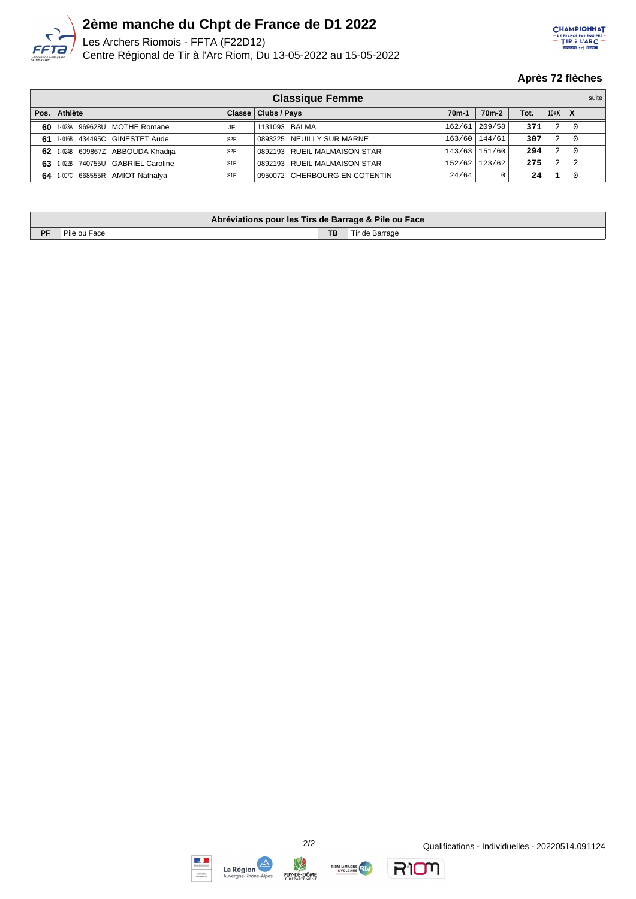# 2ème manche du Chpt de France de D1 2022

Les Archers Riomois - FFTA (F22D12)

Centre Régional de Tir à l'Arc Riom, Du 13-05-2022 au 15-05-2022

**Après 72 flèches**

## Classique Femme

suite

| Pos. | Athlète | Classe | Clubs / Pays | 70m-1 | 70m-2 | Tot. | 10+X | X | |
|---|---|---|---|---|---|---|---|---|---|
| **60** | 1-023A 969628U MOTHE Romane | JF | 1131093 BALMA | 162/61 | 209/58 | **371** | 2 | 0 | |
| **61** | 1-016B 434495C GINESTET Aude | S2F | 0893225 NEUILLY SUR MARNE | 163/60 | 144/61 | **307** | 2 | 0 | |
| **62** | 1-024B 609867Z ABBOUDA Khadija | S2F | 0892193 RUEIL MALMAISON STAR | 143/63 | 151/60 | **294** | 2 | 0 | |
| **63** | 1-022B 740755U GABRIEL Caroline | S1F | 0892193 RUEIL MALMAISON STAR | 152/62 | 123/62 | **275** | 2 | 2 | |
| **64** | 1-007C 668555R AMIOT Nathalya | S1F | 0950072 CHERBOURG EN COTENTIN | 24/64 | 0 | **24** | 1 | 0 | |

| Abréviations pour les Tirs de Barrage & Pile ou Face | | | |
|---|---|---|---|
| **PF** | Pile ou Face | **TB** | Tir de Barrage |

Qualifications - Individuelles - 20220514.091124